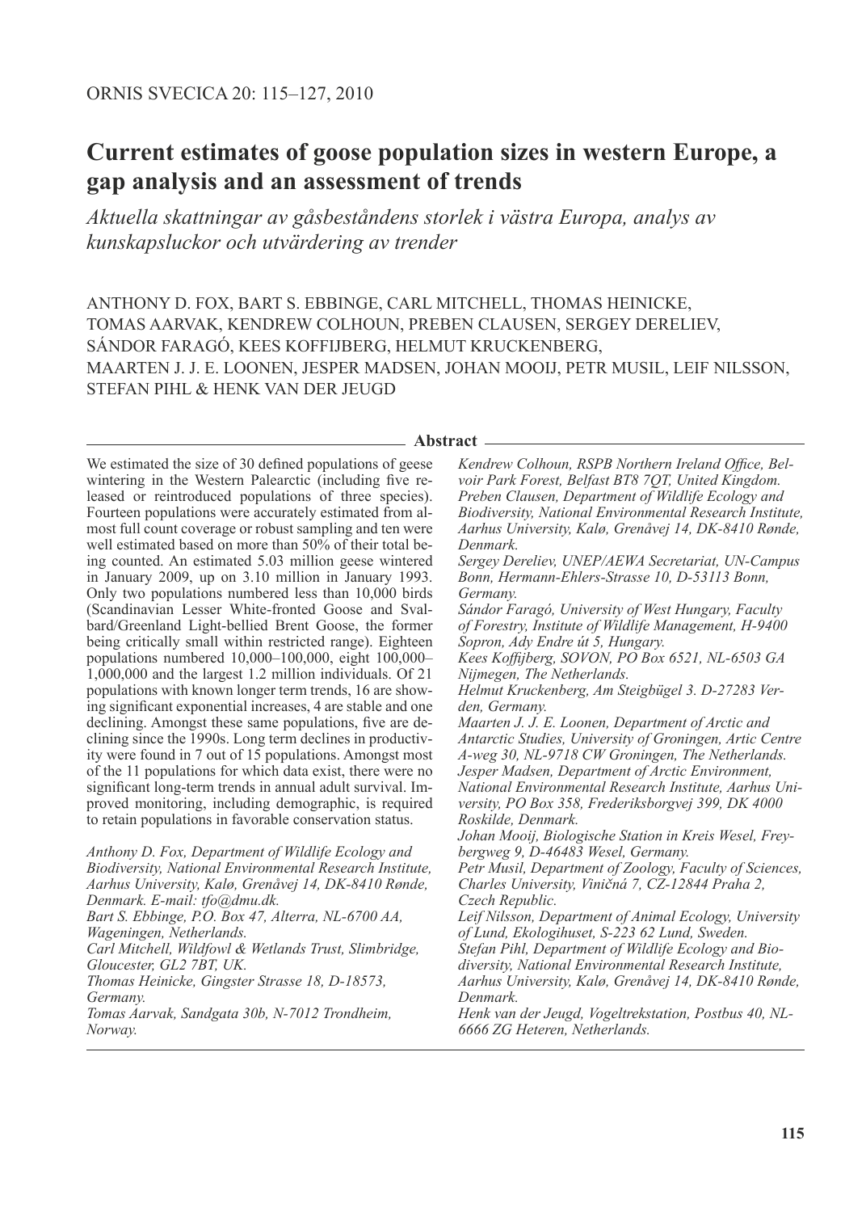# Current estimates of goose population sizes in western Europe, a gap analysis and an assessment of trends

*Aktuella skattningar av gåsbeståndens storlek i västra Europa, analys av kunskapsluckor och utvärdering av trender*

ANTHONY D. FOX, BART S. EBBINGE, CARL MITCHELL, THOMAS HEINICKE, TOMAS AARVAK, KENDREW COLHOUN, PREBEN CLAUSEN, SERGEY DERELIEV, SÁNDOR FARAGÓ, KEES KOFFIJBERG, HELMUT KRUCKENBERG, MAARTEN J. J. E. LOONEN, JESPER MADSEN, JOHAN MOOIJ, PETR MUSIL, LEIF NILSSON, STEFAN PIHL & HENK VAN DER JEUGD

## Abstract

We estimated the size of 30 defined populations of geese wintering in the Western Palearctic (including five released or reintroduced populations of three species). Fourteen populations were accurately estimated from almost full count coverage or robust sampling and ten were well estimated based on more than 50% of their total being counted. An estimated 5.03 million geese wintered in January 2009, up on 3.10 million in January 1993. Only two populations numbered less than 10,000 birds (Scandinavian Lesser White-fronted Goose and Svalbard/Greenland Light-bellied Brent Goose, the former being critically small within restricted range). Eighteen populations numbered 10,000–100,000, eight 100,000–1,000,000 and the largest 1.2 million individuals. Of 21 populations with known longer term trends, 16 are showing significant exponential increases, 4 are stable and one declining. Amongst these same populations, five are declining since the 1990s. Long term declines in productivity were found in 7 out of 15 populations. Amongst most of the 11 populations for which data exist, there were no significant long-term trends in annual adult survival. Improved monitoring, including demographic, is required to retain populations in favorable conservation status.

*Anthony D. Fox, Department of Wildlife Ecology and Biodiversity, National Environmental Research Institute, Aarhus University, Kalø, Grenåvej 14, DK-8410 Rønde, Denmark. E-mail: tfo@dmu.dk.*
*Bart S. Ebbinge, P.O. Box 47, Alterra, NL-6700 AA, Wageningen, Netherlands.*
*Carl Mitchell, Wildfowl & Wetlands Trust, Slimbridge, Gloucester, GL2 7BT, UK.*
*Thomas Heinicke, Gingster Strasse 18, D-18573, Germany.*
*Tomas Aarvak, Sandgata 30b, N-7012 Trondheim, Norway.*
*Kendrew Colhoun, RSPB Northern Ireland Office, Belvoir Park Forest, Belfast BT8 7QT, United Kingdom.*
*Preben Clausen, Department of Wildlife Ecology and Biodiversity, National Environmental Research Institute, Aarhus University, Kalø, Grenåvej 14, DK-8410 Rønde, Denmark.*
*Sergey Dereliev, UNEP/AEWA Secretariat, UN-Campus Bonn, Hermann-Ehlers-Strasse 10, D-53113 Bonn, Germany.*
*Sándor Faragó, University of West Hungary, Faculty of Forestry, Institute of Wildlife Management, H-9400 Sopron, Ády Endre út 5, Hungary.*
*Kees Koffijberg, SOVON, PO Box 6521, NL-6503 GA Nijmegen, The Netherlands.*
*Helmut Kruckenberg, Am Steigbügel 3. D-27283 Verden, Germany.*
*Maarten J. J. E. Loonen, Department of Arctic and Antarctic Studies, University of Groningen, Artic Centre A-weg 30, NL-9718 CW Groningen, The Netherlands.*
*Jesper Madsen, Department of Arctic Environment, National Environmental Research Institute, Aarhus University, PO Box 358, Frederiksborgvej 399, DK 4000 Roskilde, Denmark.*
*Johan Mooij, Biologische Station in Kreis Wesel, Freybergweg 9, D-46483 Wesel, Germany.*
*Petr Musil, Department of Zoology, Faculty of Sciences, Charles University, Viničná 7, CZ-12844 Praha 2, Czech Republic.*
*Leif Nilsson, Department of Animal Ecology, University of Lund, Ekologihuset, S-223 62 Lund, Sweden.*
*Stefan Pihl, Department of Wildlife Ecology and Biodiversity, National Environmental Research Institute, Aarhus University, Kalø, Grenåvej 14, DK-8410 Rønde, Denmark.*
*Henk van der Jeugd, Vogeltrekstation, Postbus 40, NL-6666 ZG Heteren, Netherlands.*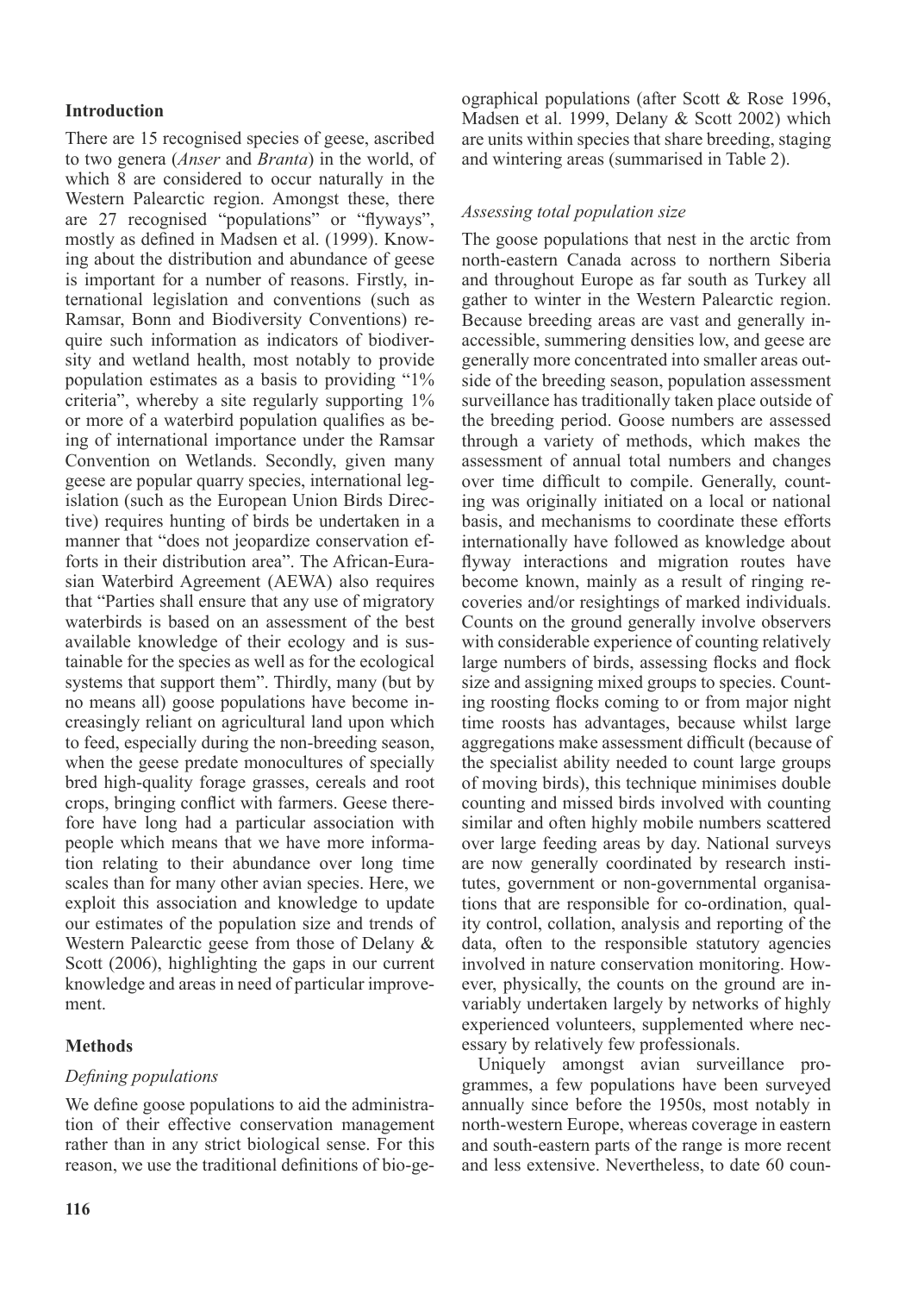## Introduction

There are 15 recognised species of geese, ascribed to two genera (*Anser* and *Branta*) in the world, of which 8 are considered to occur naturally in the Western Palearctic region. Amongst these, there are 27 recognised "populations" or "flyways", mostly as defined in Madsen et al. (1999). Knowing about the distribution and abundance of geese is important for a number of reasons. Firstly, international legislation and conventions (such as Ramsar, Bonn and Biodiversity Conventions) require such information as indicators of biodiversity and wetland health, most notably to provide population estimates as a basis to providing "1% criteria", whereby a site regularly supporting 1% or more of a waterbird population qualifies as being of international importance under the Ramsar Convention on Wetlands. Secondly, given many geese are popular quarry species, international legislation (such as the European Union Birds Directive) requires hunting of birds be undertaken in a manner that "does not jeopardize conservation efforts in their distribution area". The African-Eurasian Waterbird Agreement (AEWA) also requires that "Parties shall ensure that any use of migratory waterbirds is based on an assessment of the best available knowledge of their ecology and is sustainable for the species as well as for the ecological systems that support them". Thirdly, many (but by no means all) goose populations have become increasingly reliant on agricultural land upon which to feed, especially during the non-breeding season, when the geese predate monocultures of specially bred high-quality forage grasses, cereals and root crops, bringing conflict with farmers. Geese therefore have long had a particular association with people which means that we have more information relating to their abundance over long time scales than for many other avian species. Here, we exploit this association and knowledge to update our estimates of the population size and trends of Western Palearctic geese from those of Delany & Scott (2006), highlighting the gaps in our current knowledge and areas in need of particular improvement.

## Methods

### *Defining populations*

We define goose populations to aid the administration of their effective conservation management rather than in any strict biological sense. For this reason, we use the traditional definitions of biogeographical populations (after Scott & Rose 1996, Madsen et al. 1999, Delany & Scott 2002) which are units within species that share breeding, staging and wintering areas (summarised in Table 2).

### *Assessing total population size*

The goose populations that nest in the arctic from north-eastern Canada across to northern Siberia and throughout Europe as far south as Turkey all gather to winter in the Western Palearctic region. Because breeding areas are vast and generally inaccessible, summering densities low, and geese are generally more concentrated into smaller areas outside of the breeding season, population assessment surveillance has traditionally taken place outside of the breeding period. Goose numbers are assessed through a variety of methods, which makes the assessment of annual total numbers and changes over time difficult to compile. Generally, counting was originally initiated on a local or national basis, and mechanisms to coordinate these efforts internationally have followed as knowledge about flyway interactions and migration routes have become known, mainly as a result of ringing recoveries and/or resightings of marked individuals. Counts on the ground generally involve observers with considerable experience of counting relatively large numbers of birds, assessing flocks and flock size and assigning mixed groups to species. Counting roosting flocks coming to or from major night time roosts has advantages, because whilst large aggregations make assessment difficult (because of the specialist ability needed to count large groups of moving birds), this technique minimises double counting and missed birds involved with counting similar and often highly mobile numbers scattered over large feeding areas by day. National surveys are now generally coordinated by research institutes, government or non-governmental organisations that are responsible for co-ordination, quality control, collation, analysis and reporting of the data, often to the responsible statutory agencies involved in nature conservation monitoring. However, physically, the counts on the ground are invariably undertaken largely by networks of highly experienced volunteers, supplemented where necessary by relatively few professionals.

Uniquely amongst avian surveillance programmes, a few populations have been surveyed annually since before the 1950s, most notably in north-western Europe, whereas coverage in eastern and south-eastern parts of the range is more recent and less extensive. Nevertheless, to date 60 coun-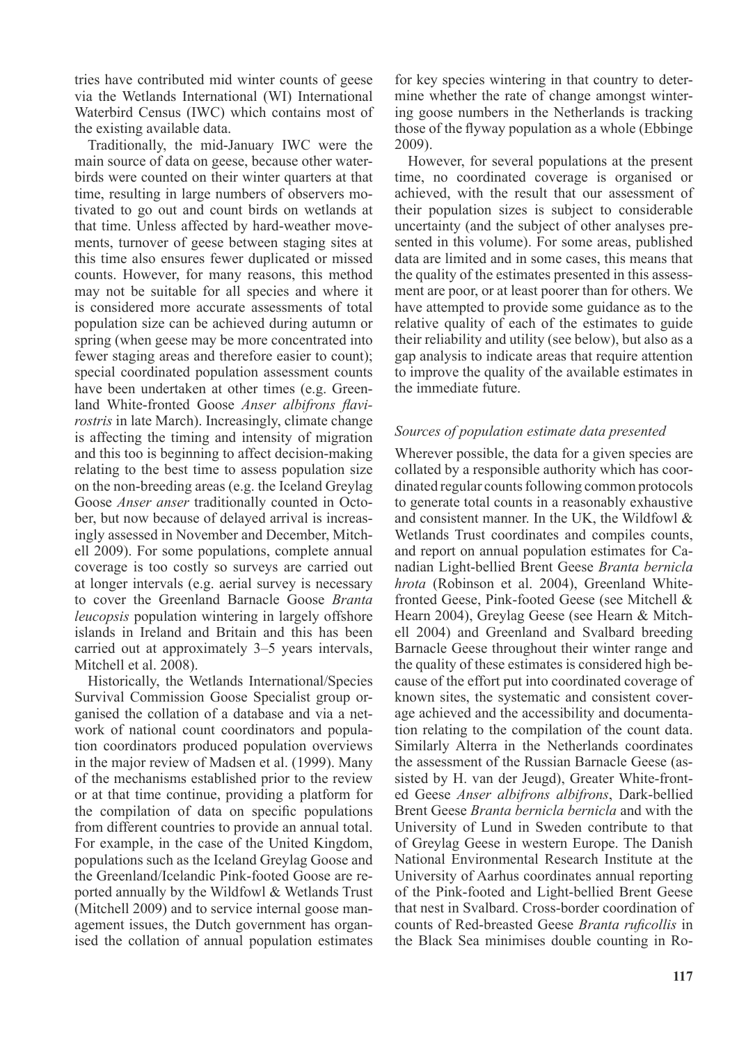tries have contributed mid winter counts of geese via the Wetlands International (WI) International Waterbird Census (IWC) which contains most of the existing available data.

Traditionally, the mid-January IWC were the main source of data on geese, because other waterbirds were counted on their winter quarters at that time, resulting in large numbers of observers motivated to go out and count birds on wetlands at that time. Unless affected by hard-weather movements, turnover of geese between staging sites at this time also ensures fewer duplicated or missed counts. However, for many reasons, this method may not be suitable for all species and where it is considered more accurate assessments of total population size can be achieved during autumn or spring (when geese may be more concentrated into fewer staging areas and therefore easier to count); special coordinated population assessment counts have been undertaken at other times (e.g. Greenland White-fronted Goose *Anser albifrons flavirostris* in late March). Increasingly, climate change is affecting the timing and intensity of migration and this too is beginning to affect decision-making relating to the best time to assess population size on the non-breeding areas (e.g. the Iceland Greylag Goose *Anser anser* traditionally counted in October, but now because of delayed arrival is increasingly assessed in November and December, Mitchell 2009). For some populations, complete annual coverage is too costly so surveys are carried out at longer intervals (e.g. aerial survey is necessary to cover the Greenland Barnacle Goose *Branta leucopsis* population wintering in largely offshore islands in Ireland and Britain and this has been carried out at approximately 3–5 years intervals, Mitchell et al. 2008).

Historically, the Wetlands International/Species Survival Commission Goose Specialist group organised the collation of a database and via a network of national count coordinators and population coordinators produced population overviews in the major review of Madsen et al. (1999). Many of the mechanisms established prior to the review or at that time continue, providing a platform for the compilation of data on specific populations from different countries to provide an annual total. For example, in the case of the United Kingdom, populations such as the Iceland Greylag Goose and the Greenland/Icelandic Pink-footed Goose are reported annually by the Wildfowl & Wetlands Trust (Mitchell 2009) and to service internal goose management issues, the Dutch government has organised the collation of annual population estimates for key species wintering in that country to determine whether the rate of change amongst wintering goose numbers in the Netherlands is tracking those of the flyway population as a whole (Ebbinge 2009).

However, for several populations at the present time, no coordinated coverage is organised or achieved, with the result that our assessment of their population sizes is subject to considerable uncertainty (and the subject of other analyses presented in this volume). For some areas, published data are limited and in some cases, this means that the quality of the estimates presented in this assessment are poor, or at least poorer than for others. We have attempted to provide some guidance as to the relative quality of each of the estimates to guide their reliability and utility (see below), but also as a gap analysis to indicate areas that require attention to improve the quality of the available estimates in the immediate future.

### *Sources of population estimate data presented*

Wherever possible, the data for a given species are collated by a responsible authority which has coordinated regular counts following common protocols to generate total counts in a reasonably exhaustive and consistent manner. In the UK, the Wildfowl & Wetlands Trust coordinates and compiles counts, and report on annual population estimates for Canadian Light-bellied Brent Geese *Branta bernicla hrota* (Robinson et al. 2004), Greenland White-fronted Geese, Pink-footed Geese (see Mitchell & Hearn 2004), Greylag Geese (see Hearn & Mitchell 2004) and Greenland and Svalbard breeding Barnacle Geese throughout their winter range and the quality of these estimates is considered high because of the effort put into coordinated coverage of known sites, the systematic and consistent coverage achieved and the accessibility and documentation relating to the compilation of the count data. Similarly Alterra in the Netherlands coordinates the assessment of the Russian Barnacle Geese (assisted by H. van der Jeugd), Greater White-fronted Geese *Anser albifrons albifrons*, Dark-bellied Brent Geese *Branta bernicla bernicla* and with the University of Lund in Sweden contribute to that of Greylag Geese in western Europe. The Danish National Environmental Research Institute at the University of Aarhus coordinates annual reporting of the Pink-footed and Light-bellied Brent Geese that nest in Svalbard. Cross-border coordination of counts of Red-breasted Geese *Branta ruficollis* in the Black Sea minimises double counting in Ro-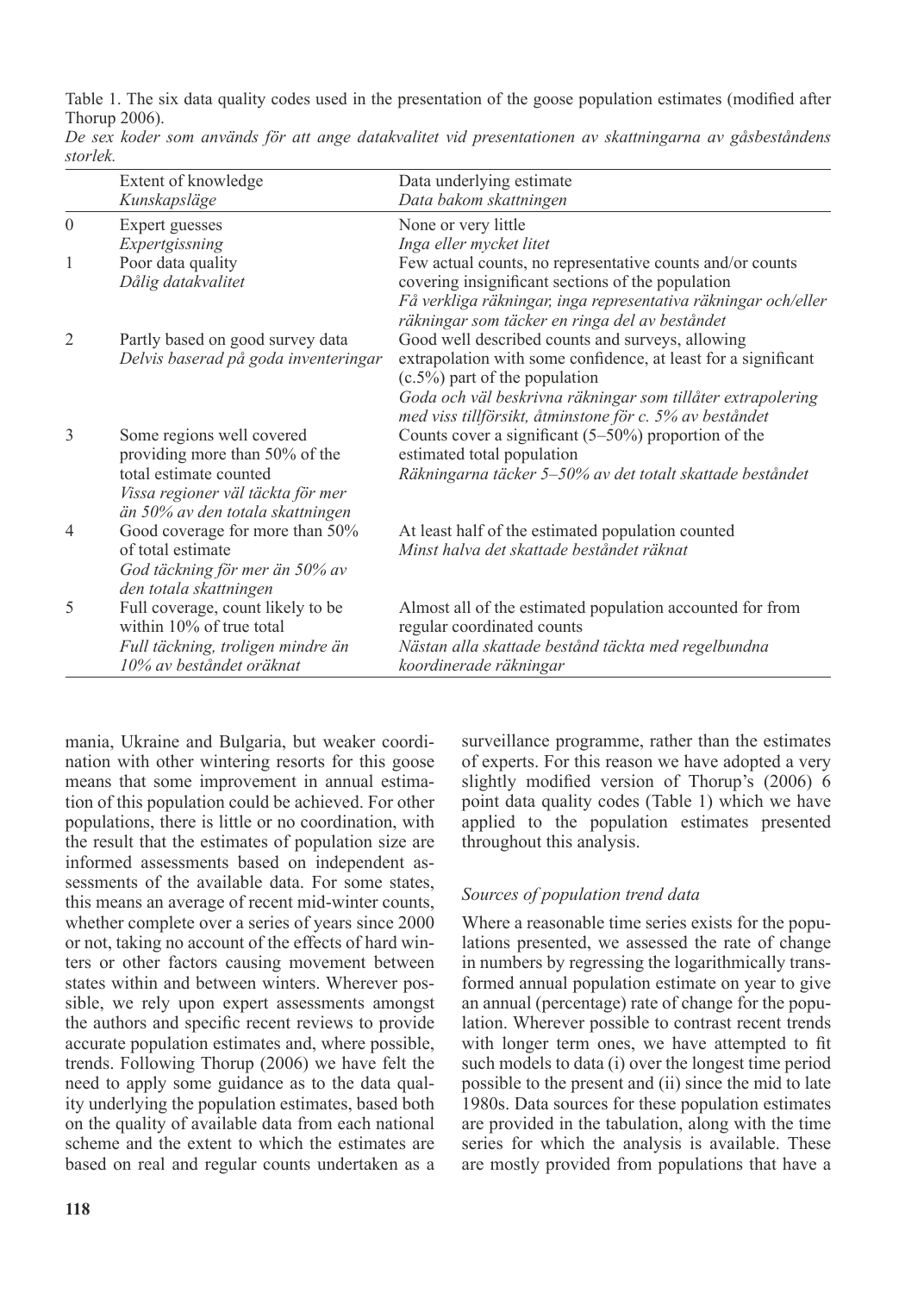Table 1. The six data quality codes used in the presentation of the goose population estimates (modified after Thorup 2006).
*De sex koder som används för att ange datakvalitet vid presentationen av skattningarna av gåsbeståndens storlek.*

| | Extent of knowledge *Kunskapsläge* | Data underlying estimate *Data bakom skattningen* |
|---|---|---|
| 0 | Expert guesses *Expertgissning* | None or very little *Inga eller mycket litet* |
| 1 | Poor data quality *Dålig datakvalitet* | Few actual counts, no representative counts and/or counts covering insignificant sections of the population *Få verkliga räkningar, inga representativa räkningar och/eller räkningar som täcker en ringa del av beståndet* |
| 2 | Partly based on good survey data *Delvis baserad på goda inventeringar* | Good well described counts and surveys, allowing extrapolation with some confidence, at least for a significant (c.5%) part of the population *Goda och väl beskrivna räkningar som tillåter extrapolering med viss tillförsikt, åtminstone för c. 5% av beståndet* |
| 3 | Some regions well covered providing more than 50% of the total estimate counted *Vissa regioner väl täckta för mer än 50% av den totala skattningen* | Counts cover a significant (5–50%) proportion of the estimated total population *Räkningarna täcker 5–50% av det totalt skattade beståndet* |
| 4 | Good coverage for more than 50% of total estimate *God täckning för mer än 50% av den totala skattningen* | At least half of the estimated population counted *Minst halva det skattade beståndet räknat* |
| 5 | Full coverage, count likely to be within 10% of true total *Full täckning, troligen mindre än 10% av beståndet oräknat* | Almost all of the estimated population accounted for from regular coordinated counts *Nästan alla skattade bestånd täckta med regelbundna koordinerade räkningar* |

mania, Ukraine and Bulgaria, but weaker coordination with other wintering resorts for this goose means that some improvement in annual estimation of this population could be achieved. For other populations, there is little or no coordination, with the result that the estimates of population size are informed assessments based on independent assessments of the available data. For some states, this means an average of recent mid-winter counts, whether complete over a series of years since 2000 or not, taking no account of the effects of hard winters or other factors causing movement between states within and between winters. Wherever possible, we rely upon expert assessments amongst the authors and specific recent reviews to provide accurate population estimates and, where possible, trends. Following Thorup (2006) we have felt the need to apply some guidance as to the data quality underlying the population estimates, based both on the quality of available data from each national scheme and the extent to which the estimates are based on real and regular counts undertaken as a surveillance programme, rather than the estimates of experts. For this reason we have adopted a very slightly modified version of Thorup's (2006) 6 point data quality codes (Table 1) which we have applied to the population estimates presented throughout this analysis.

### *Sources of population trend data*

Where a reasonable time series exists for the populations presented, we assessed the rate of change in numbers by regressing the logarithmically transformed annual population estimate on year to give an annual (percentage) rate of change for the population. Wherever possible to contrast recent trends with longer term ones, we have attempted to fit such models to data (i) over the longest time period possible to the present and (ii) since the mid to late 1980s. Data sources for these population estimates are provided in the tabulation, along with the time series for which the analysis is available. These are mostly provided from populations that have a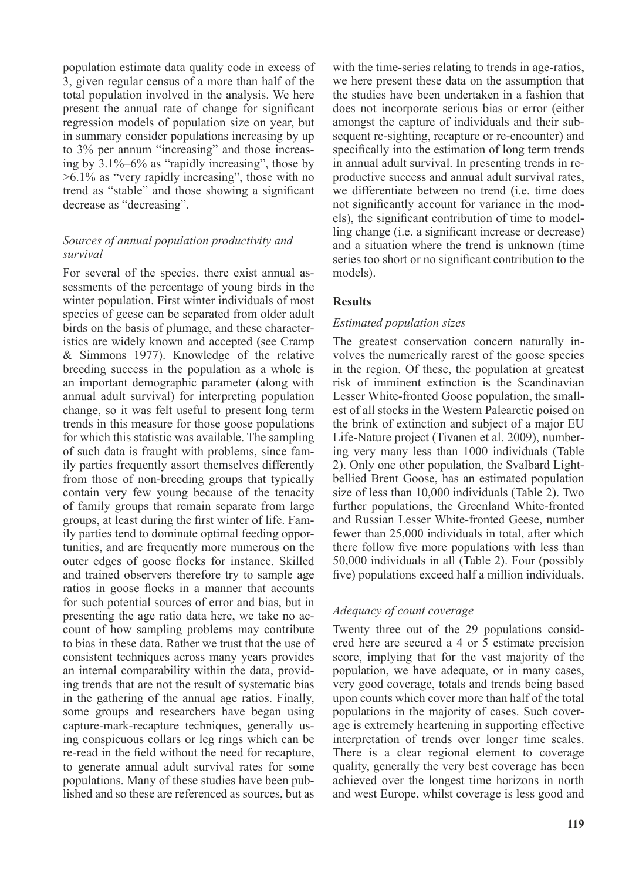population estimate data quality code in excess of 3, given regular census of a more than half of the total population involved in the analysis. We here present the annual rate of change for significant regression models of population size on year, but in summary consider populations increasing by up to 3% per annum "increasing" and those increasing by 3.1%–6% as "rapidly increasing", those by >6.1% as "very rapidly increasing", those with no trend as "stable" and those showing a significant decrease as "decreasing".

### *Sources of annual population productivity and survival*

For several of the species, there exist annual assessments of the percentage of young birds in the winter population. First winter individuals of most species of geese can be separated from older adult birds on the basis of plumage, and these characteristics are widely known and accepted (see Cramp & Simmons 1977). Knowledge of the relative breeding success in the population as a whole is an important demographic parameter (along with annual adult survival) for interpreting population change, so it was felt useful to present long term trends in this measure for those goose populations for which this statistic was available. The sampling of such data is fraught with problems, since family parties frequently assort themselves differently from those of non-breeding groups that typically contain very few young because of the tenacity of family groups that remain separate from large groups, at least during the first winter of life. Family parties tend to dominate optimal feeding opportunities, and are frequently more numerous on the outer edges of goose flocks for instance. Skilled and trained observers therefore try to sample age ratios in goose flocks in a manner that accounts for such potential sources of error and bias, but in presenting the age ratio data here, we take no account of how sampling problems may contribute to bias in these data. Rather we trust that the use of consistent techniques across many years provides an internal comparability within the data, providing trends that are not the result of systematic bias in the gathering of the annual age ratios. Finally, some groups and researchers have began using capture-mark-recapture techniques, generally using conspicuous collars or leg rings which can be re-read in the field without the need for recapture, to generate annual adult survival rates for some populations. Many of these studies have been published and so these are referenced as sources, but as with the time-series relating to trends in age-ratios, we here present these data on the assumption that the studies have been undertaken in a fashion that does not incorporate serious bias or error (either amongst the capture of individuals and their subsequent re-sighting, recapture or re-encounter) and specifically into the estimation of long term trends in annual adult survival. In presenting trends in reproductive success and annual adult survival rates, we differentiate between no trend (i.e. time does not significantly account for variance in the models), the significant contribution of time to modelling change (i.e. a significant increase or decrease) and a situation where the trend is unknown (time series too short or no significant contribution to the models).

## Results

### *Estimated population sizes*

The greatest conservation concern naturally involves the numerically rarest of the goose species in the region. Of these, the population at greatest risk of imminent extinction is the Scandinavian Lesser White-fronted Goose population, the smallest of all stocks in the Western Palearctic poised on the brink of extinction and subject of a major EU Life-Nature project (Tivanen et al. 2009), numbering very many less than 1000 individuals (Table 2). Only one other population, the Svalbard Light-bellied Brent Goose, has an estimated population size of less than 10,000 individuals (Table 2). Two further populations, the Greenland White-fronted and Russian Lesser White-fronted Geese, number fewer than 25,000 individuals in total, after which there follow five more populations with less than 50,000 individuals in all (Table 2). Four (possibly five) populations exceed half a million individuals.

### *Adequacy of count coverage*

Twenty three out of the 29 populations considered here are secured a 4 or 5 estimate precision score, implying that for the vast majority of the population, we have adequate, or in many cases, very good coverage, totals and trends being based upon counts which cover more than half of the total populations in the majority of cases. Such coverage is extremely heartening in supporting effective interpretation of trends over longer time scales. There is a clear regional element to coverage quality, generally the very best coverage has been achieved over the longest time horizons in north and west Europe, whilst coverage is less good and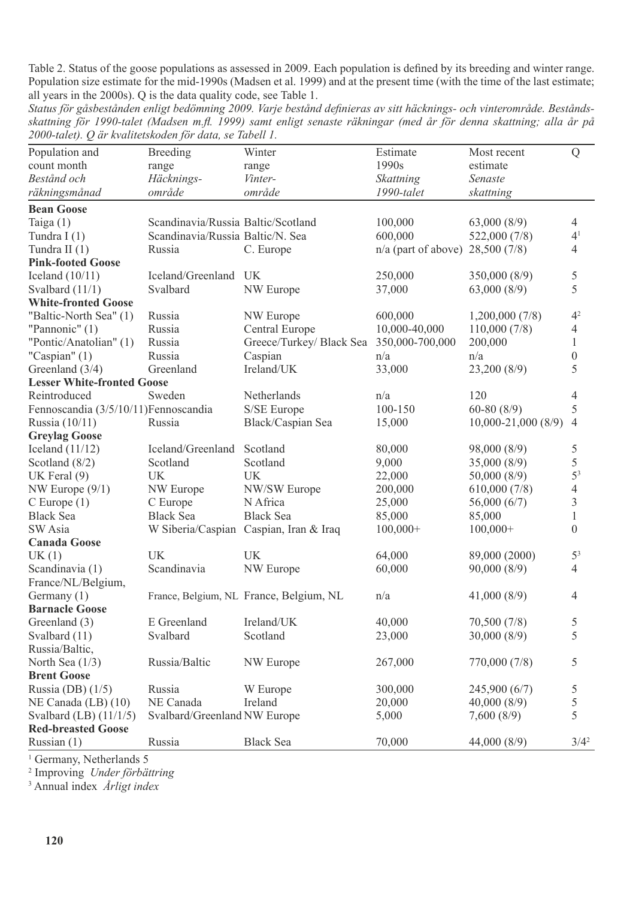Table 2. Status of the goose populations as assessed in 2009. Each population is defined by its breeding and winter range. Population size estimate for the mid-1990s (Madsen et al. 1999) and at the present time (with the time of the last estimate; all years in the 2000s). Q is the data quality code, see Table 1.

*Status för gåsbestånden enligt bedömning 2009. Varje bestånd definieras av sitt häcknings- och vinterområde. Beståndsskattning för 1990-talet (Madsen m.fl. 1999) samt enligt senaste räkningar (med år för denna skattning; alla år på 2000-talet). Q är kvalitetskoden för data, se Tabell 1.*

| Population and count month<br>*Bestånd och räkningsmånad* | Breeding range<br>*Häcknings-område* | Winter range<br>*Vinter-område* | Estimate 1990s<br>*Skattning 1990-talet* | Most recent estimate<br>*Senaste skattning* | Q |
|---|---|---|---|---|---|
| **Bean Goose** | | | | | |
| Taiga (1) | Scandinavia/Russia | Baltic/Scotland | 100,000 | 63,000 (8/9) | 4 |
| Tundra I (1) | Scandinavia/Russia | Baltic/N. Sea | 600,000 | 522,000 (7/8) | 4[1] |
| Tundra II (1) | Russia | C. Europe | n/a (part of above) | 28,500 (7/8) | 4 |
| **Pink-footed Goose** | | | | | |
| Iceland (10/11) | Iceland/Greenland | UK | 250,000 | 350,000 (8/9) | 5 |
| Svalbard (11/1) | Svalbard | NW Europe | 37,000 | 63,000 (8/9) | 5 |
| **White-fronted Goose** | | | | | |
| "Baltic-North Sea" (1) | Russia | NW Europe | 600,000 | 1,200,000 (7/8) | 4[2] |
| "Pannonic" (1) | Russia | Central Europe | 10,000-40,000 | 110,000 (7/8) | 4 |
| "Pontic/Anatolian" (1) | Russia | Greece/Turkey/ Black Sea | 350,000-700,000 | 200,000 | 1 |
| "Caspian" (1) | Russia | Caspian | n/a | n/a | 0 |
| Greenland (3/4) | Greenland | Ireland/UK | 33,000 | 23,200 (8/9) | 5 |
| **Lesser White-fronted Goose** | | | | | |
| Reintroduced | Sweden | Netherlands | n/a | 120 | 4 |
| Fennoscandia (3/5/10/11) | Fennoscandia | S/SE Europe | 100-150 | 60-80 (8/9) | 5 |
| Russia (10/11) | Russia | Black/Caspian Sea | 15,000 | 10,000-21,000 (8/9) | 4 |
| **Greylag Goose** | | | | | |
| Iceland (11/12) | Iceland/Greenland | Scotland | 80,000 | 98,000 (8/9) | 5 |
| Scotland (8/2) | Scotland | Scotland | 9,000 | 35,000 (8/9) | 5 |
| UK Feral (9) | UK | UK | 22,000 | 50,000 (8/9) | 5[3] |
| NW Europe (9/1) | NW Europe | NW/SW Europe | 200,000 | 610,000 (7/8) | 4 |
| C Europe (1) | C Europe | N Africa | 25,000 | 56,000 (6/7) | 3 |
| Black Sea | Black Sea | Black Sea | 85,000 | 85,000 | 1 |
| SW Asia | W Siberia/Caspian | Caspian, Iran & Iraq | 100,000+ | 100,000+ | 0 |
| **Canada Goose** | | | | | |
| UK (1) | UK | UK | 64,000 | 89,000 (2000) | 5[3] |
| Scandinavia (1) | Scandinavia | NW Europe | 60,000 | 90,000 (8/9) | 4 |
| France/NL/Belgium, Germany (1) | France, Belgium, NL | France, Belgium, NL | n/a | 41,000 (8/9) | 4 |
| **Barnacle Goose** | | | | | |
| Greenland (3) | E Greenland | Ireland/UK | 40,000 | 70,500 (7/8) | 5 |
| Svalbard (11) | Svalbard | Scotland | 23,000 | 30,000 (8/9) | 5 |
| Russia/Baltic, North Sea (1/3) | Russia/Baltic | NW Europe | 267,000 | 770,000 (7/8) | 5 |
| **Brent Goose** | | | | | |
| Russia (DB) (1/5) | Russia | W Europe | 300,000 | 245,900 (6/7) | 5 |
| NE Canada (LB) (10) | NE Canada | Ireland | 20,000 | 40,000 (8/9) | 5 |
| Svalbard (LB) (11/1/5) | Svalbard/Greenland | NW Europe | 5,000 | 7,600 (8/9) | 5 |
| **Red-breasted Goose** | | | | | |
| Russian (1) | Russia | Black Sea | 70,000 | 44,000 (8/9) | 3/4[2] |

[1] Germany, Netherlands 5

[2] Improving *Under förbättring*

[3] Annual index *Årligt index*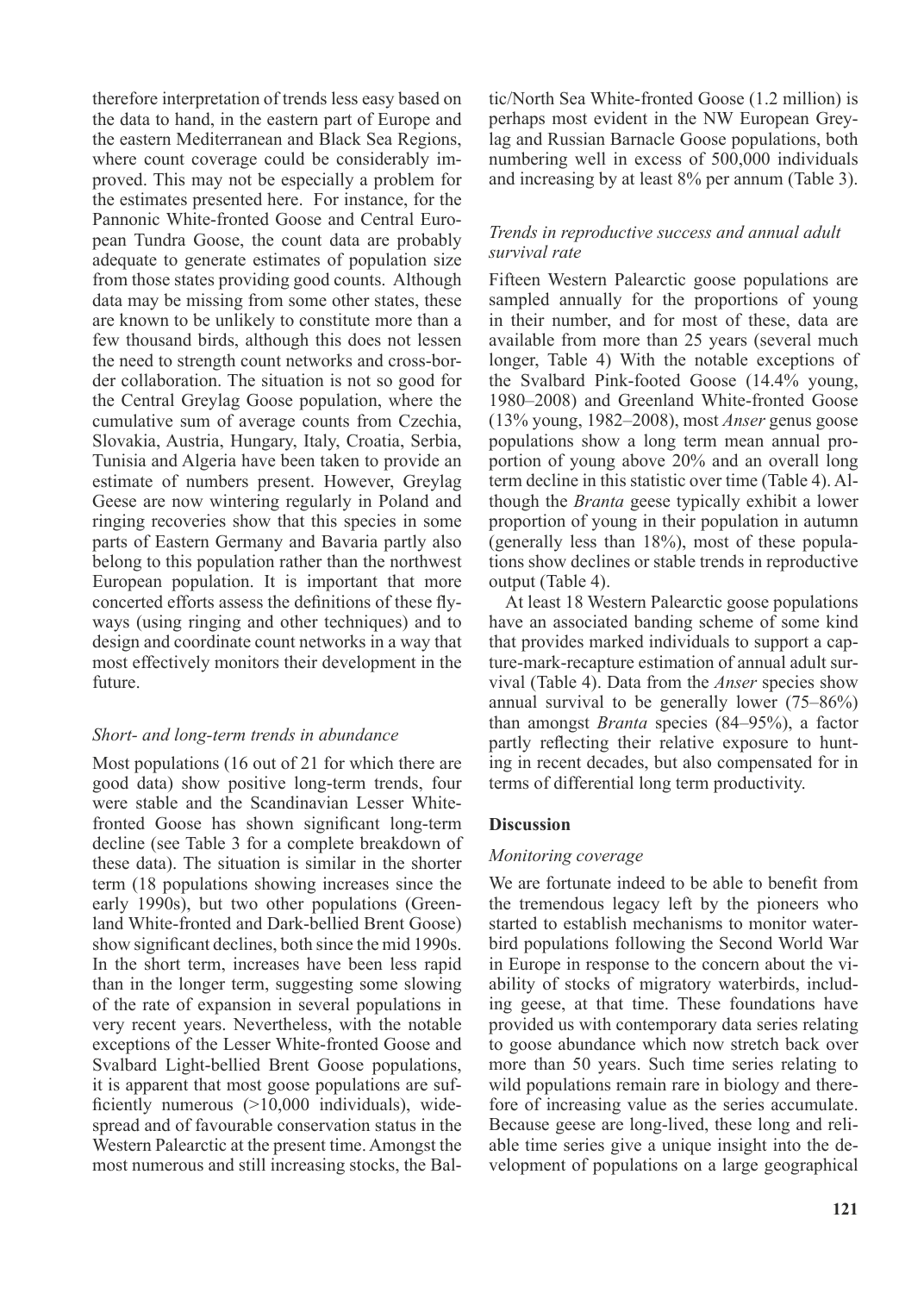therefore interpretation of trends less easy based on the data to hand, in the eastern part of Europe and the eastern Mediterranean and Black Sea Regions, where count coverage could be considerably improved. This may not be especially a problem for the estimates presented here. For instance, for the Pannonic White-fronted Goose and Central European Tundra Goose, the count data are probably adequate to generate estimates of population size from those states providing good counts. Although data may be missing from some other states, these are known to be unlikely to constitute more than a few thousand birds, although this does not lessen the need to strength count networks and cross-border collaboration. The situation is not so good for the Central Greylag Goose population, where the cumulative sum of average counts from Czechia, Slovakia, Austria, Hungary, Italy, Croatia, Serbia, Tunisia and Algeria have been taken to provide an estimate of numbers present. However, Greylag Geese are now wintering regularly in Poland and ringing recoveries show that this species in some parts of Eastern Germany and Bavaria partly also belong to this population rather than the northwest European population. It is important that more concerted efforts assess the definitions of these flyways (using ringing and other techniques) and to design and coordinate count networks in a way that most effectively monitors their development in the future.

### *Short- and long-term trends in abundance*

Most populations (16 out of 21 for which there are good data) show positive long-term trends, four were stable and the Scandinavian Lesser White-fronted Goose has shown significant long-term decline (see Table 3 for a complete breakdown of these data). The situation is similar in the shorter term (18 populations showing increases since the early 1990s), but two other populations (Greenland White-fronted and Dark-bellied Brent Goose) show significant declines, both since the mid 1990s. In the short term, increases have been less rapid than in the longer term, suggesting some slowing of the rate of expansion in several populations in very recent years. Nevertheless, with the notable exceptions of the Lesser White-fronted Goose and Svalbard Light-bellied Brent Goose populations, it is apparent that most goose populations are sufficiently numerous (>10,000 individuals), widespread and of favourable conservation status in the Western Palearctic at the present time. Amongst the most numerous and still increasing stocks, the Baltic/North Sea White-fronted Goose (1.2 million) is perhaps most evident in the NW European Greylag and Russian Barnacle Goose populations, both numbering well in excess of 500,000 individuals and increasing by at least 8% per annum (Table 3).

### *Trends in reproductive success and annual adult survival rate*

Fifteen Western Palearctic goose populations are sampled annually for the proportions of young in their number, and for most of these, data are available from more than 25 years (several much longer, Table 4) With the notable exceptions of the Svalbard Pink-footed Goose (14.4% young, 1980–2008) and Greenland White-fronted Goose (13% young, 1982–2008), most *Anser* genus goose populations show a long term mean annual proportion of young above 20% and an overall long term decline in this statistic over time (Table 4). Although the *Branta* geese typically exhibit a lower proportion of young in their population in autumn (generally less than 18%), most of these populations show declines or stable trends in reproductive output (Table 4).

At least 18 Western Palearctic goose populations have an associated banding scheme of some kind that provides marked individuals to support a capture-mark-recapture estimation of annual adult survival (Table 4). Data from the *Anser* species show annual survival to be generally lower (75–86%) than amongst *Branta* species (84–95%), a factor partly reflecting their relative exposure to hunting in recent decades, but also compensated for in terms of differential long term productivity.

## **Discussion**

### *Monitoring coverage*

We are fortunate indeed to be able to benefit from the tremendous legacy left by the pioneers who started to establish mechanisms to monitor waterbird populations following the Second World War in Europe in response to the concern about the viability of stocks of migratory waterbirds, including geese, at that time. These foundations have provided us with contemporary data series relating to goose abundance which now stretch back over more than 50 years. Such time series relating to wild populations remain rare in biology and therefore of increasing value as the series accumulate. Because geese are long-lived, these long and reliable time series give a unique insight into the development of populations on a large geographical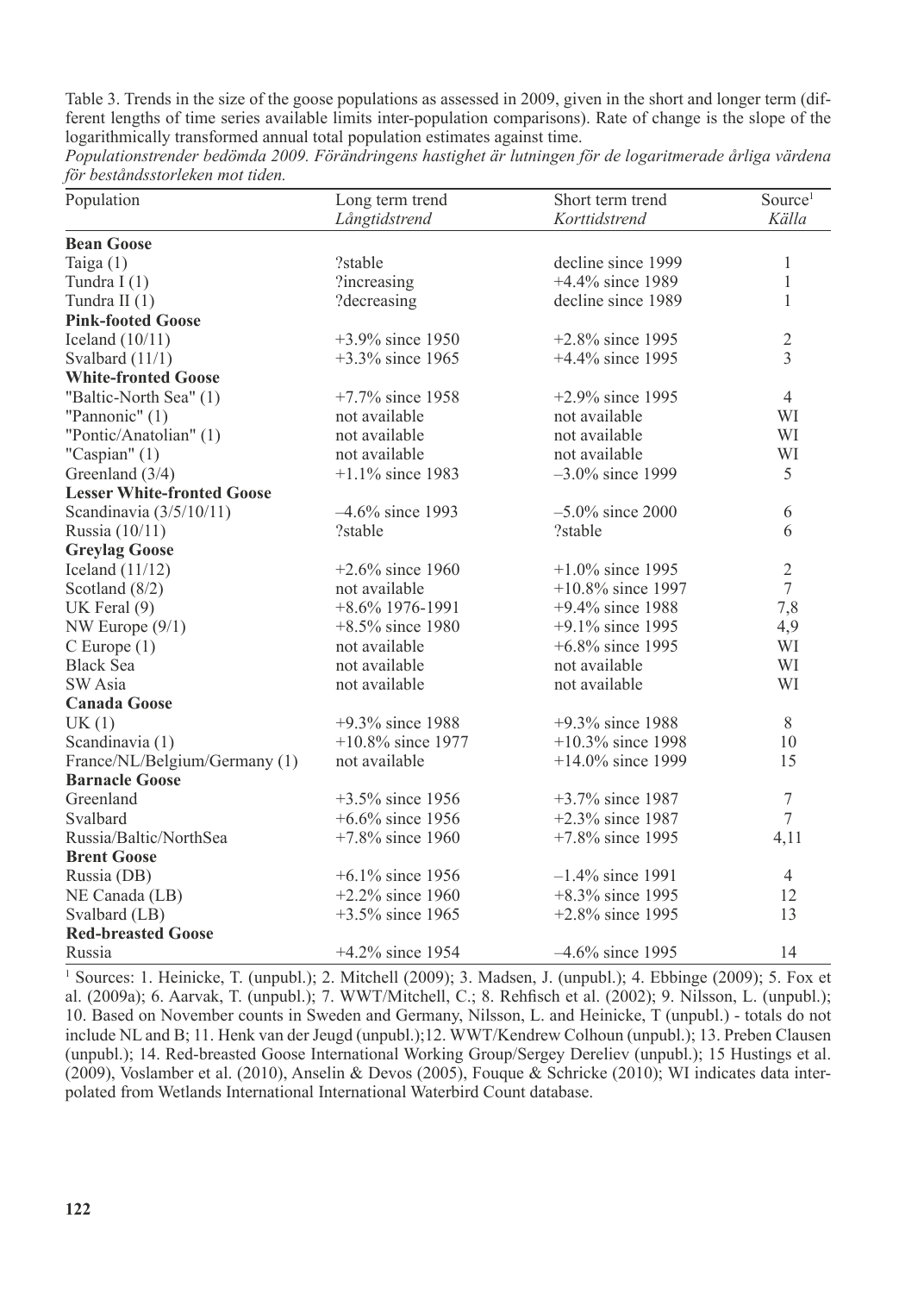Table 3. Trends in the size of the goose populations as assessed in 2009, given in the short and longer term (different lengths of time series available limits inter-population comparisons). Rate of change is the slope of the logarithmically transformed annual total population estimates against time.
*Populationstrender bedömda 2009. Förändringens hastighet är lutningen för de logaritmerade årliga värdena för beståndsstorleken mot tiden.*

| Population | Long term trend *Långtidstrend* | Short term trend *Korttidstrend* | Source[1] *Källa* |
|---|---|---|---|
| **Bean Goose** | | | |
| Taiga (1) | ?stable | decline since 1999 | 1 |
| Tundra I (1) | ?increasing | +4.4% since 1989 | 1 |
| Tundra II (1) | ?decreasing | decline since 1989 | 1 |
| **Pink-footed Goose** | | | |
| Iceland (10/11) | +3.9% since 1950 | +2.8% since 1995 | 2 |
| Svalbard (11/1) | +3.3% since 1965 | +4.4% since 1995 | 3 |
| **White-fronted Goose** | | | |
| "Baltic-North Sea" (1) | +7.7% since 1958 | +2.9% since 1995 | 4 |
| "Pannonic" (1) | not available | not available | WI |
| "Pontic/Anatolian" (1) | not available | not available | WI |
| "Caspian" (1) | not available | not available | WI |
| Greenland (3/4) | +1.1% since 1983 | –3.0% since 1999 | 5 |
| **Lesser White-fronted Goose** | | | |
| Scandinavia (3/5/10/11) | –4.6% since 1993 | –5.0% since 2000 | 6 |
| Russia (10/11) | ?stable | ?stable | 6 |
| **Greylag Goose** | | | |
| Iceland (11/12) | +2.6% since 1960 | +1.0% since 1995 | 2 |
| Scotland (8/2) | not available | +10.8% since 1997 | 7 |
| UK Feral (9) | +8.6% 1976-1991 | +9.4% since 1988 | 7,8 |
| NW Europe (9/1) | +8.5% since 1980 | +9.1% since 1995 | 4,9 |
| C Europe (1) | not available | +6.8% since 1995 | WI |
| Black Sea | not available | not available | WI |
| SW Asia | not available | not available | WI |
| **Canada Goose** | | | |
| UK (1) | +9.3% since 1988 | +9.3% since 1988 | 8 |
| Scandinavia (1) | +10.8% since 1977 | +10.3% since 1998 | 10 |
| France/NL/Belgium/Germany (1) | not available | +14.0% since 1999 | 15 |
| **Barnacle Goose** | | | |
| Greenland | +3.5% since 1956 | +3.7% since 1987 | 7 |
| Svalbard | +6.6% since 1956 | +2.3% since 1987 | 7 |
| Russia/Baltic/NorthSea | +7.8% since 1960 | +7.8% since 1995 | 4,11 |
| **Brent Goose** | | | |
| Russia (DB) | +6.1% since 1956 | –1.4% since 1991 | 4 |
| NE Canada (LB) | +2.2% since 1960 | +8.3% since 1995 | 12 |
| Svalbard (LB) | +3.5% since 1965 | +2.8% since 1995 | 13 |
| **Red-breasted Goose** | | | |
| Russia | +4.2% since 1954 | –4.6% since 1995 | 14 |

[1] Sources: 1. Heinicke, T. (unpubl.); 2. Mitchell (2009); 3. Madsen, J. (unpubl.); 4. Ebbinge (2009); 5. Fox et al. (2009a); 6. Aarvak, T. (unpubl.); 7. WWT/Mitchell, C.; 8. Rehfisch et al. (2002); 9. Nilsson, L. (unpubl.); 10. Based on November counts in Sweden and Germany, Nilsson, L. and Heinicke, T (unpubl.) - totals do not include NL and B; 11. Henk van der Jeugd (unpubl.);12. WWT/Kendrew Colhoun (unpubl.); 13. Preben Clausen (unpubl.); 14. Red-breasted Goose International Working Group/Sergey Dereliev (unpubl.); 15 Hustings et al. (2009), Voslamber et al. (2010), Anselin & Devos (2005), Fouque & Schricke (2010); WI indicates data interpolated from Wetlands International International Waterbird Count database.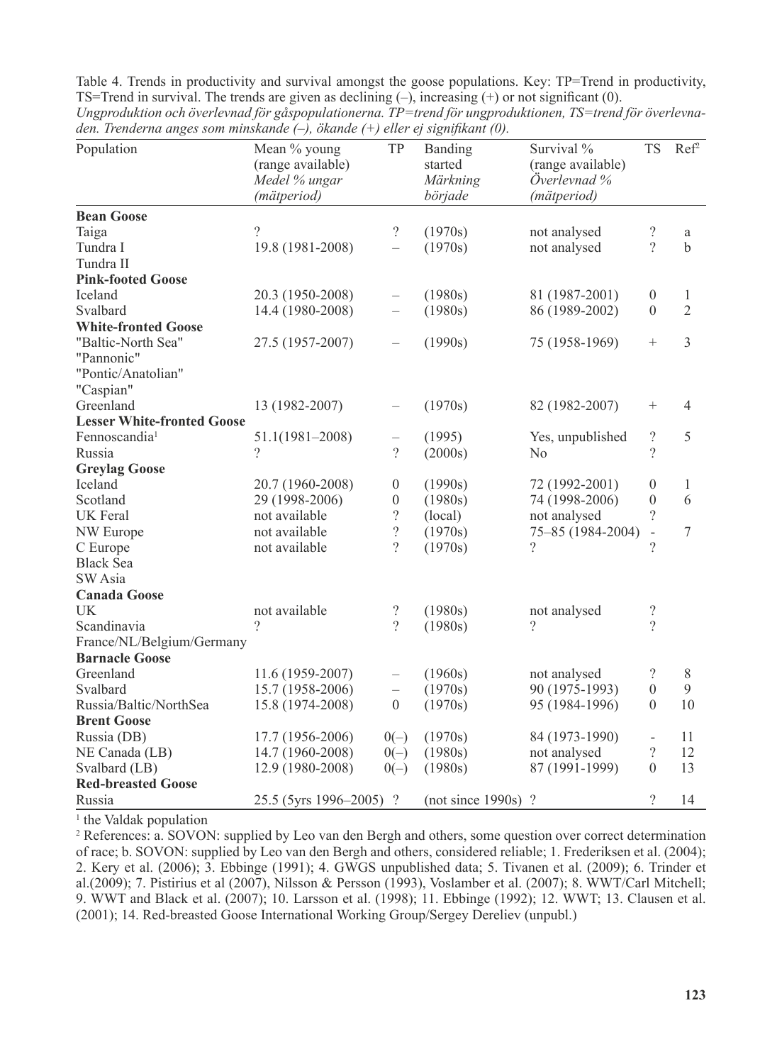Table 4. Trends in productivity and survival amongst the goose populations. Key: TP=Trend in productivity, TS=Trend in survival. The trends are given as declining (–), increasing (+) or not significant (0).
*Ungproduktion och överlevnad för gåspopulationerna. TP=trend för ungproduktionen, TS=trend för överlevnaden. Trenderna anges som minskande (–), ökande (+) eller ej signifikant (0).*

| Population | Mean % young (range available) *Medel % ungar (mätperiod)* | TP | Banding started *Märkning började* | Survival % (range available) *Överlevnad % (mätperiod)* | TS | Ref[2] |
|---|---|---|---|---|---|---|
| **Bean Goose** | | | | | | |
| Taiga | ? | ? | (1970s) | not analysed | ? | a |
| Tundra I | 19.8 (1981-2008) | – | (1970s) | not analysed | ? | b |
| Tundra II | | | | | | |
| **Pink-footed Goose** | | | | | | |
| Iceland | 20.3 (1950-2008) | – | (1980s) | 81 (1987-2001) | 0 | 1 |
| Svalbard | 14.4 (1980-2008) | – | (1980s) | 86 (1989-2002) | 0 | 2 |
| **White-fronted Goose** | | | | | | |
| "Baltic-North Sea" | 27.5 (1957-2007) | – | (1990s) | 75 (1958-1969) | + | 3 |
| "Pannonic" | | | | | | |
| "Pontic/Anatolian" | | | | | | |
| "Caspian" | | | | | | |
| Greenland | 13 (1982-2007) | – | (1970s) | 82 (1982-2007) | + | 4 |
| **Lesser White-fronted Goose** | | | | | | |
| Fennoscandia[1] | 51.1(1981–2008) | – | (1995) | Yes, unpublished | ? | 5 |
| Russia | ? | ? | (2000s) | No | ? | |
| **Greylag Goose** | | | | | | |
| Iceland | 20.7 (1960-2008) | 0 | (1990s) | 72 (1992-2001) | 0 | 1 |
| Scotland | 29 (1998-2006) | 0 | (1980s) | 74 (1998-2006) | 0 | 6 |
| UK Feral | not available | ? | (local) | not analysed | ? | |
| NW Europe | not available | ? | (1970s) | 75–85 (1984-2004) | - | 7 |
| C Europe | not available | ? | (1970s) | ? | ? | |
| Black Sea | | | | | | |
| SW Asia | | | | | | |
| **Canada Goose** | | | | | | |
| UK | not available | ? | (1980s) | not analysed | ? | |
| Scandinavia | ? | ? | (1980s) | ? | ? | |
| France/NL/Belgium/Germany | | | | | | |
| **Barnacle Goose** | | | | | | |
| Greenland | 11.6 (1959-2007) | – | (1960s) | not analysed | ? | 8 |
| Svalbard | 15.7 (1958-2006) | – | (1970s) | 90 (1975-1993) | 0 | 9 |
| Russia/Baltic/NorthSea | 15.8 (1974-2008) | 0 | (1970s) | 95 (1984-1996) | 0 | 10 |
| **Brent Goose** | | | | | | |
| Russia (DB) | 17.7 (1956-2006) | 0(–) | (1970s) | 84 (1973-1990) | - | 11 |
| NE Canada (LB) | 14.7 (1960-2008) | 0(–) | (1980s) | not analysed | ? | 12 |
| Svalbard (LB) | 12.9 (1980-2008) | 0(–) | (1980s) | 87 (1991-1999) | 0 | 13 |
| **Red-breasted Goose** | | | | | | |
| Russia | 25.5 (5yrs 1996–2005) | ? | (not since 1990s) | ? | ? | 14 |

[1] the Valdak population

[2] References: a. SOVON: supplied by Leo van den Bergh and others, some question over correct determination of race; b. SOVON: supplied by Leo van den Bergh and others, considered reliable; 1. Frederiksen et al. (2004); 2. Kery et al. (2006); 3. Ebbinge (1991); 4. GWGS unpublished data; 5. Tivanen et al. (2009); 6. Trinder et al.(2009); 7. Pistirius et al (2007), Nilsson & Persson (1993), Voslamber et al. (2007); 8. WWT/Carl Mitchell; 9. WWT and Black et al. (2007); 10. Larsson et al. (1998); 11. Ebbinge (1992); 12. WWT; 13. Clausen et al. (2001); 14. Red-breasted Goose International Working Group/Sergey Dereliev (unpubl.)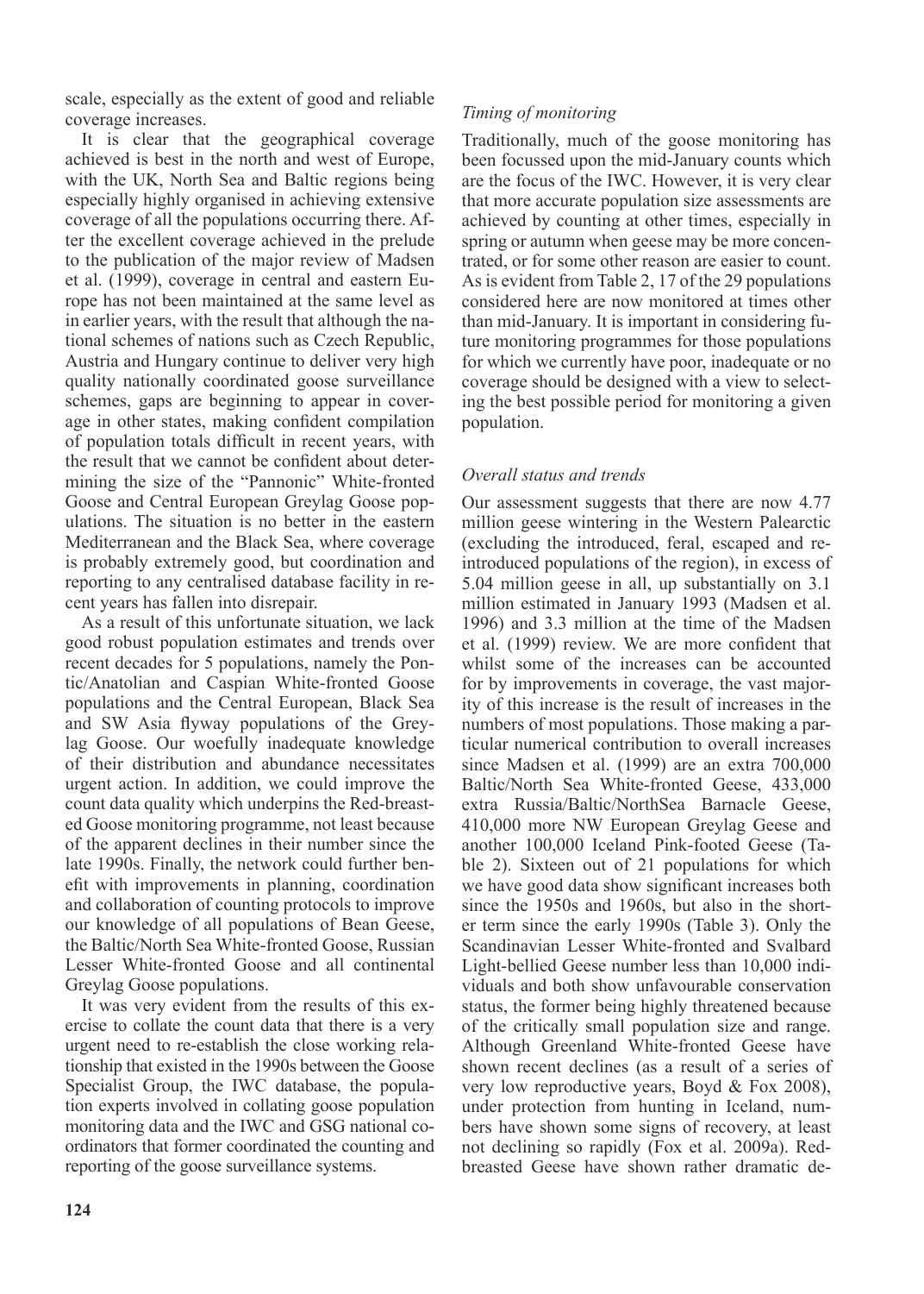scale, especially as the extent of good and reliable coverage increases.

It is clear that the geographical coverage achieved is best in the north and west of Europe, with the UK, North Sea and Baltic regions being especially highly organised in achieving extensive coverage of all the populations occurring there. After the excellent coverage achieved in the prelude to the publication of the major review of Madsen et al. (1999), coverage in central and eastern Europe has not been maintained at the same level as in earlier years, with the result that although the national schemes of nations such as Czech Republic, Austria and Hungary continue to deliver very high quality nationally coordinated goose surveillance schemes, gaps are beginning to appear in coverage in other states, making confident compilation of population totals difficult in recent years, with the result that we cannot be confident about determining the size of the "Pannonic" White-fronted Goose and Central European Greylag Goose populations. The situation is no better in the eastern Mediterranean and the Black Sea, where coverage is probably extremely good, but coordination and reporting to any centralised database facility in recent years has fallen into disrepair.

As a result of this unfortunate situation, we lack good robust population estimates and trends over recent decades for 5 populations, namely the Pontic/Anatolian and Caspian White-fronted Goose populations and the Central European, Black Sea and SW Asia flyway populations of the Greylag Goose. Our woefully inadequate knowledge of their distribution and abundance necessitates urgent action. In addition, we could improve the count data quality which underpins the Red-breasted Goose monitoring programme, not least because of the apparent declines in their number since the late 1990s. Finally, the network could further benefit with improvements in planning, coordination and collaboration of counting protocols to improve our knowledge of all populations of Bean Geese, the Baltic/North Sea White-fronted Goose, Russian Lesser White-fronted Goose and all continental Greylag Goose populations.

It was very evident from the results of this exercise to collate the count data that there is a very urgent need to re-establish the close working relationship that existed in the 1990s between the Goose Specialist Group, the IWC database, the population experts involved in collating goose population monitoring data and the IWC and GSG national coordinators that former coordinated the counting and reporting of the goose surveillance systems.

### *Timing of monitoring*

Traditionally, much of the goose monitoring has been focussed upon the mid-January counts which are the focus of the IWC. However, it is very clear that more accurate population size assessments are achieved by counting at other times, especially in spring or autumn when geese may be more concentrated, or for some other reason are easier to count. As is evident from Table 2, 17 of the 29 populations considered here are now monitored at times other than mid-January. It is important in considering future monitoring programmes for those populations for which we currently have poor, inadequate or no coverage should be designed with a view to selecting the best possible period for monitoring a given population.

### *Overall status and trends*

Our assessment suggests that there are now 4.77 million geese wintering in the Western Palearctic (excluding the introduced, feral, escaped and reintroduced populations of the region), in excess of 5.04 million geese in all, up substantially on 3.1 million estimated in January 1993 (Madsen et al. 1996) and 3.3 million at the time of the Madsen et al. (1999) review. We are more confident that whilst some of the increases can be accounted for by improvements in coverage, the vast majority of this increase is the result of increases in the numbers of most populations. Those making a particular numerical contribution to overall increases since Madsen et al. (1999) are an extra 700,000 Baltic/North Sea White-fronted Geese, 433,000 extra Russia/Baltic/NorthSea Barnacle Geese, 410,000 more NW European Greylag Geese and another 100,000 Iceland Pink-footed Geese (Table 2). Sixteen out of 21 populations for which we have good data show significant increases both since the 1950s and 1960s, but also in the shorter term since the early 1990s (Table 3). Only the Scandinavian Lesser White-fronted and Svalbard Light-bellied Geese number less than 10,000 individuals and both show unfavourable conservation status, the former being highly threatened because of the critically small population size and range. Although Greenland White-fronted Geese have shown recent declines (as a result of a series of very low reproductive years, Boyd & Fox 2008), under protection from hunting in Iceland, numbers have shown some signs of recovery, at least not declining so rapidly (Fox et al. 2009a). Red-breasted Geese have shown rather dramatic de-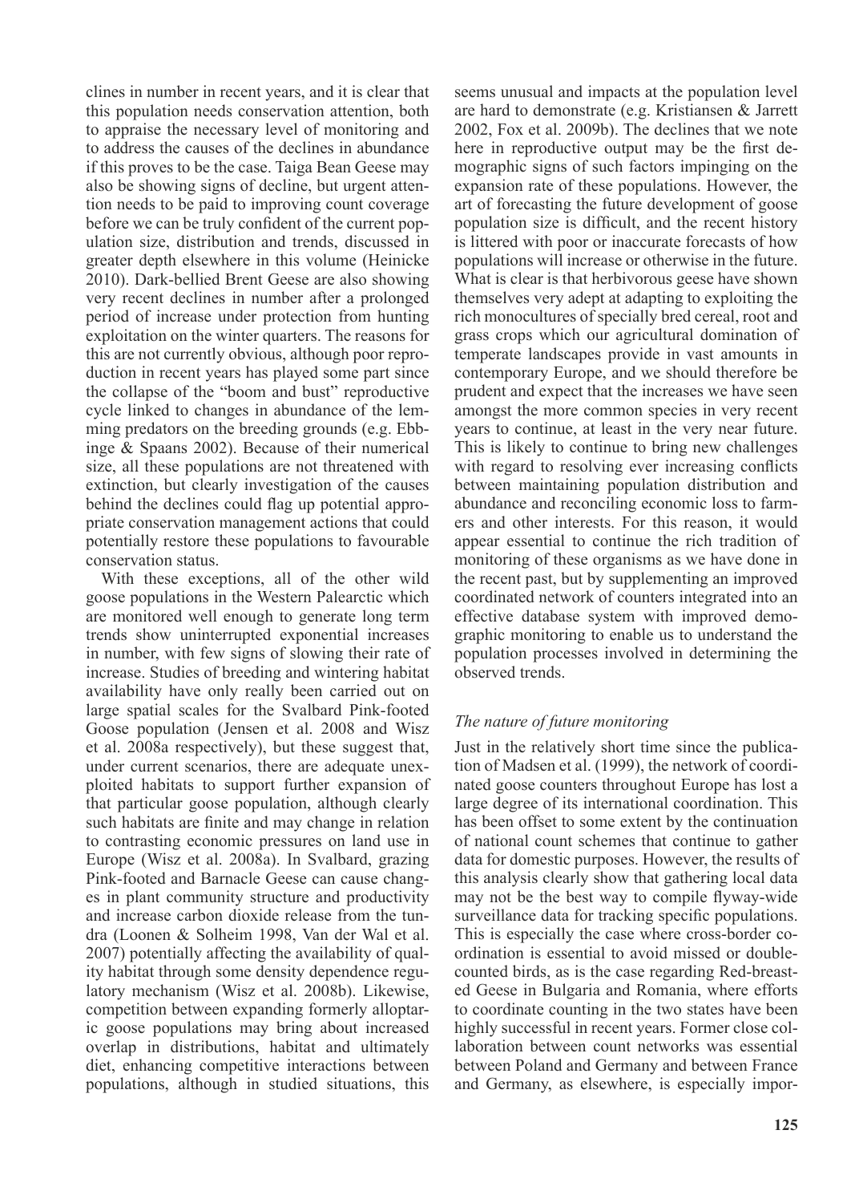clines in number in recent years, and it is clear that this population needs conservation attention, both to appraise the necessary level of monitoring and to address the causes of the declines in abundance if this proves to be the case. Taiga Bean Geese may also be showing signs of decline, but urgent attention needs to be paid to improving count coverage before we can be truly confident of the current population size, distribution and trends, discussed in greater depth elsewhere in this volume (Heinicke 2010). Dark-bellied Brent Geese are also showing very recent declines in number after a prolonged period of increase under protection from hunting exploitation on the winter quarters. The reasons for this are not currently obvious, although poor reproduction in recent years has played some part since the collapse of the "boom and bust" reproductive cycle linked to changes in abundance of the lemming predators on the breeding grounds (e.g. Ebbinge & Spaans 2002). Because of their numerical size, all these populations are not threatened with extinction, but clearly investigation of the causes behind the declines could flag up potential appropriate conservation management actions that could potentially restore these populations to favourable conservation status.

With these exceptions, all of the other wild goose populations in the Western Palearctic which are monitored well enough to generate long term trends show uninterrupted exponential increases in number, with few signs of slowing their rate of increase. Studies of breeding and wintering habitat availability have only really been carried out on large spatial scales for the Svalbard Pink-footed Goose population (Jensen et al. 2008 and Wisz et al. 2008a respectively), but these suggest that, under current scenarios, there are adequate unexploited habitats to support further expansion of that particular goose population, although clearly such habitats are finite and may change in relation to contrasting economic pressures on land use in Europe (Wisz et al. 2008a). In Svalbard, grazing Pink-footed and Barnacle Geese can cause changes in plant community structure and productivity and increase carbon dioxide release from the tundra (Loonen & Solheim 1998, Van der Wal et al. 2007) potentially affecting the availability of quality habitat through some density dependence regulatory mechanism (Wisz et al. 2008b). Likewise, competition between expanding formerly alloptaric goose populations may bring about increased overlap in distributions, habitat and ultimately diet, enhancing competitive interactions between populations, although in studied situations, this seems unusual and impacts at the population level are hard to demonstrate (e.g. Kristiansen & Jarrett 2002, Fox et al. 2009b). The declines that we note here in reproductive output may be the first demographic signs of such factors impinging on the expansion rate of these populations. However, the art of forecasting the future development of goose population size is difficult, and the recent history is littered with poor or inaccurate forecasts of how populations will increase or otherwise in the future. What is clear is that herbivorous geese have shown themselves very adept at adapting to exploiting the rich monocultures of specially bred cereal, root and grass crops which our agricultural domination of temperate landscapes provide in vast amounts in contemporary Europe, and we should therefore be prudent and expect that the increases we have seen amongst the more common species in very recent years to continue, at least in the very near future. This is likely to continue to bring new challenges with regard to resolving ever increasing conflicts between maintaining population distribution and abundance and reconciling economic loss to farmers and other interests. For this reason, it would appear essential to continue the rich tradition of monitoring of these organisms as we have done in the recent past, but by supplementing an improved coordinated network of counters integrated into an effective database system with improved demographic monitoring to enable us to understand the population processes involved in determining the observed trends.

*The nature of future monitoring*

Just in the relatively short time since the publication of Madsen et al. (1999), the network of coordinated goose counters throughout Europe has lost a large degree of its international coordination. This has been offset to some extent by the continuation of national count schemes that continue to gather data for domestic purposes. However, the results of this analysis clearly show that gathering local data may not be the best way to compile flyway-wide surveillance data for tracking specific populations. This is especially the case where cross-border coordination is essential to avoid missed or double-counted birds, as is the case regarding Red-breasted Geese in Bulgaria and Romania, where efforts to coordinate counting in the two states have been highly successful in recent years. Former close collaboration between count networks was essential between Poland and Germany and between France and Germany, as elsewhere, is especially impor-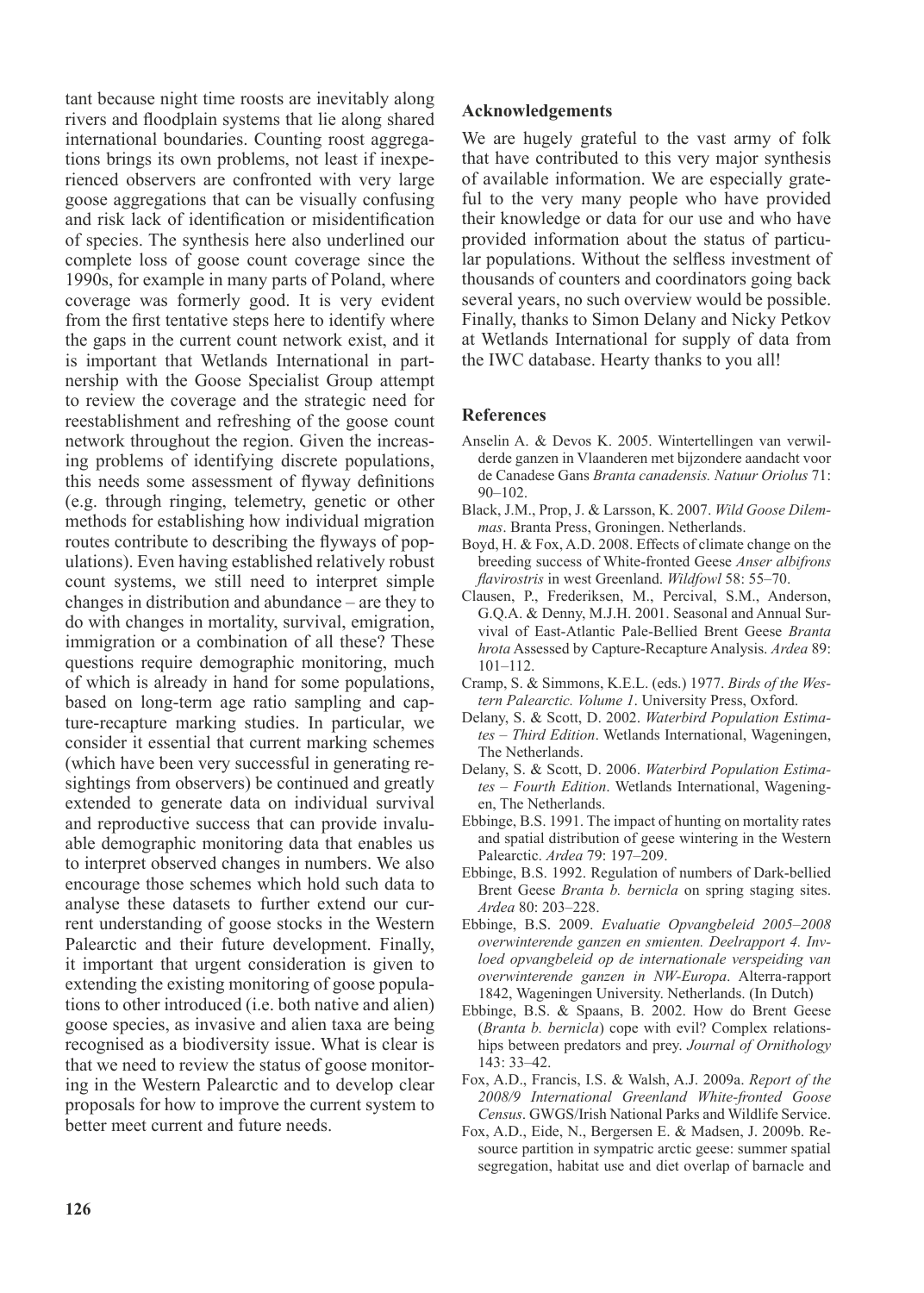tant because night time roosts are inevitably along rivers and floodplain systems that lie along shared international boundaries. Counting roost aggregations brings its own problems, not least if inexperienced observers are confronted with very large goose aggregations that can be visually confusing and risk lack of identification or misidentification of species. The synthesis here also underlined our complete loss of goose count coverage since the 1990s, for example in many parts of Poland, where coverage was formerly good. It is very evident from the first tentative steps here to identify where the gaps in the current count network exist, and it is important that Wetlands International in partnership with the Goose Specialist Group attempt to review the coverage and the strategic need for reestablishment and refreshing of the goose count network throughout the region. Given the increasing problems of identifying discrete populations, this needs some assessment of flyway definitions (e.g. through ringing, telemetry, genetic or other methods for establishing how individual migration routes contribute to describing the flyways of populations). Even having established relatively robust count systems, we still need to interpret simple changes in distribution and abundance – are they to do with changes in mortality, survival, emigration, immigration or a combination of all these? These questions require demographic monitoring, much of which is already in hand for some populations, based on long-term age ratio sampling and capture-recapture marking studies. In particular, we consider it essential that current marking schemes (which have been very successful in generating resightings from observers) be continued and greatly extended to generate data on individual survival and reproductive success that can provide invaluable demographic monitoring data that enables us to interpret observed changes in numbers. We also encourage those schemes which hold such data to analyse these datasets to further extend our current understanding of goose stocks in the Western Palearctic and their future development. Finally, it important that urgent consideration is given to extending the existing monitoring of goose populations to other introduced (i.e. both native and alien) goose species, as invasive and alien taxa are being recognised as a biodiversity issue. What is clear is that we need to review the status of goose monitoring in the Western Palearctic and to develop clear proposals for how to improve the current system to better meet current and future needs.

### Acknowledgements

We are hugely grateful to the vast army of folk that have contributed to this very major synthesis of available information. We are especially grateful to the very many people who have provided their knowledge or data for our use and who have provided information about the status of particular populations. Without the selfless investment of thousands of counters and coordinators going back several years, no such overview would be possible. Finally, thanks to Simon Delany and Nicky Petkov at Wetlands International for supply of data from the IWC database. Hearty thanks to you all!

### References

Anselin A. & Devos K. 2005. Wintertellingen van verwilderde ganzen in Vlaanderen met bijzondere aandacht voor de Canadese Gans *Branta canadensis. Natuur Oriolus* 71: 90–102.

Black, J.M., Prop, J. & Larsson, K. 2007. *Wild Goose Dilemmas*. Branta Press, Groningen. Netherlands.

Boyd, H. & Fox, A.D. 2008. Effects of climate change on the breeding success of White-fronted Geese *Anser albifrons flavirostris* in west Greenland. *Wildfowl* 58: 55–70.

Clausen, P., Frederiksen, M., Percival, S.M., Anderson, G.Q.A. & Denny, M.J.H. 2001. Seasonal and Annual Survival of East-Atlantic Pale-Bellied Brent Geese *Branta hrota* Assessed by Capture-Recapture Analysis. *Ardea* 89: 101–112.

Cramp, S. & Simmons, K.E.L. (eds.) 1977. *Birds of the Western Palearctic. Volume 1*. University Press, Oxford.

Delany, S. & Scott, D. 2002. *Waterbird Population Estimates – Third Edition*. Wetlands International, Wageningen, The Netherlands.

Delany, S. & Scott, D. 2006. *Waterbird Population Estimates – Fourth Edition*. Wetlands International, Wageningen, The Netherlands.

Ebbinge, B.S. 1991. The impact of hunting on mortality rates and spatial distribution of geese wintering in the Western Palearctic. *Ardea* 79: 197–209.

Ebbinge, B.S. 1992. Regulation of numbers of Dark-bellied Brent Geese *Branta b. bernicla* on spring staging sites. *Ardea* 80: 203–228.

Ebbinge, B.S. 2009. *Evaluatie Opvangbeleid 2005–2008 overwinterende ganzen en smienten. Deelrapport 4. Invloed opvangbeleid op de internationale verspeiding van overwinterende ganzen in NW-Europa*. Alterra-rapport 1842, Wageningen University. Netherlands. (In Dutch)

Ebbinge, B.S. & Spaans, B. 2002. How do Brent Geese (*Branta b. bernicla*) cope with evil? Complex relationships between predators and prey. *Journal of Ornithology* 143: 33–42.

Fox, A.D., Francis, I.S. & Walsh, A.J. 2009a. *Report of the 2008/9 International Greenland White-fronted Goose Census*. GWGS/Irish National Parks and Wildlife Service.

Fox, A.D., Eide, N., Bergersen E. & Madsen, J. 2009b. Resource partition in sympatric arctic geese: summer spatial segregation, habitat use and diet overlap of barnacle and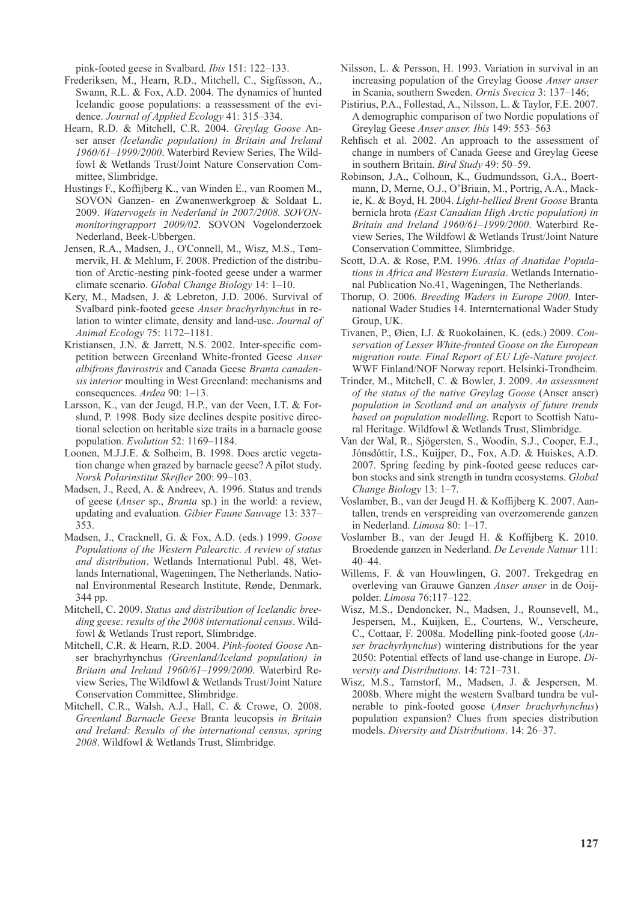pink-footed geese in Svalbard. *Ibis* 151: 122–133.

Frederiksen, M., Hearn, R.D., Mitchell, C., Sigfússon, A., Swann, R.L. & Fox, A.D. 2004. The dynamics of hunted Icelandic goose populations: a reassessment of the evidence. *Journal of Applied Ecology* 41: 315–334.

Hearn, R.D. & Mitchell, C.R. 2004. *Greylag Goose* Anser anser *(Icelandic population) in Britain and Ireland 1960/61–1999/2000*. Waterbird Review Series, The Wildfowl & Wetlands Trust/Joint Nature Conservation Committee, Slimbridge.

Hustings F., Koffijberg K., van Winden E., van Roomen M., SOVON Ganzen- en Zwanenwerkgroep & Soldaat L. 2009. *Watervogels in Nederland in 2007/2008. SOVON-monitoringrapport 2009/02*. SOVON Vogelonderzoek Nederland, Beek-Ubbergen.

Jensen, R.A., Madsen, J., O'Connell, M., Wisz, M.S., Tømmervik, H. & Mehlum, F. 2008. Prediction of the distribution of Arctic-nesting pink-footed geese under a warmer climate scenario. *Global Change Biology* 14: 1–10.

Kery, M., Madsen, J. & Lebreton, J.D. 2006. Survival of Svalbard pink-footed geese *Anser brachyrhynchus* in relation to winter climate, density and land-use. *Journal of Animal Ecology* 75: 1172–1181.

Kristiansen, J.N. & Jarrett, N.S. 2002. Inter-specific competition between Greenland White-fronted Geese *Anser albifrons flavirostris* and Canada Geese *Branta canadensis interior* moulting in West Greenland: mechanisms and consequences. *Ardea* 90: 1–13.

Larsson, K., van der Jeugd, H.P., van der Veen, I.T. & Forslund, P. 1998. Body size declines despite positive directional selection on heritable size traits in a barnacle goose population. *Evolution* 52: 1169–1184.

Loonen, M.J.J.E. & Solheim, B. 1998. Does arctic vegetation change when grazed by barnacle geese? A pilot study. *Norsk Polarinstitut Skrifter* 200: 99–103.

Madsen, J., Reed, A. & Andreev, A. 1996. Status and trends of geese (*Anser* sp., *Branta* sp.) in the world: a review, updating and evaluation. *Gibier Faune Sauvage* 13: 337–353.

Madsen, J., Cracknell, G. & Fox, A.D. (eds.) 1999. *Goose Populations of the Western Palearctic. A review of status and distribution*. Wetlands International Publ. 48, Wetlands International, Wageningen, The Netherlands. National Environmental Research Institute, Rønde, Denmark. 344 pp.

Mitchell, C. 2009. *Status and distribution of Icelandic breeding geese: results of the 2008 international census*. Wildfowl & Wetlands Trust report, Slimbridge.

Mitchell, C.R. & Hearn, R.D. 2004. *Pink-footed Goose* Anser brachyrhynchus *(Greenland/Iceland population) in Britain and Ireland 1960/61–1999/2000*. Waterbird Review Series, The Wildfowl & Wetlands Trust/Joint Nature Conservation Committee, Slimbridge.

Mitchell, C.R., Walsh, A.J., Hall, C. & Crowe, O. 2008. *Greenland Barnacle Geese* Branta leucopsis *in Britain and Ireland: Results of the international census, spring 2008*. Wildfowl & Wetlands Trust, Slimbridge.

Nilsson, L. & Persson, H. 1993. Variation in survival in an increasing population of the Greylag Goose *Anser anser* in Scania, southern Sweden. *Ornis Svecica* 3: 137–146;

Pistirius, P.A., Follestad, A., Nilsson, L. & Taylor, F.E. 2007. A demographic comparison of two Nordic populations of Greylag Geese *Anser anser. Ibis* 149: 553–563

Rehfisch et al. 2002. An approach to the assessment of change in numbers of Canada Geese and Greylag Geese in southern Britain. *Bird Study* 49: 50–59.

Robinson, J.A., Colhoun, K., Gudmundsson, G.A., Boertmann, D, Merne, O.J., O'Briain, M., Portrig, A.A., Mackie, K. & Boyd, H. 2004. *Light-bellied Brent Goose* Branta bernicla hrota *(East Canadian High Arctic population) in Britain and Ireland 1960/61–1999/2000*. Waterbird Review Series, The Wildfowl & Wetlands Trust/Joint Nature Conservation Committee, Slimbridge.

Scott, D.A. & Rose, P.M. 1996. *Atlas of Anatidae Populations in Africa and Western Eurasia*. Wetlands International Publication No.41, Wageningen, The Netherlands.

Thorup, O. 2006. *Breeding Waders in Europe 2000*. International Wader Studies 14. Internternational Wader Study Group, UK.

Tivanen, P., Øien, I.J. & Ruokolainen, K. (eds.) 2009. *Conservation of Lesser White-fronted Goose on the European migration route. Final Report of EU Life-Nature project.* WWF Finland/NOF Norway report. Helsinki-Trondheim.

Trinder, M., Mitchell, C. & Bowler, J. 2009. *An assessment of the status of the native Greylag Goose* (Anser anser) *population in Scotland and an analysis of future trends based on population modelling*. Report to Scottish Natural Heritage. Wildfowl & Wetlands Trust, Slimbridge.

Van der Wal, R., Sjögersten, S., Woodin, S.J., Cooper, E.J., Jónsdóttir, I.S., Kuijper, D., Fox, A.D. & Huiskes, A.D. 2007. Spring feeding by pink-footed geese reduces carbon stocks and sink strength in tundra ecosystems. *Global Change Biology* 13: 1–7.

Voslamber, B., van der Jeugd H. & Koffijberg K. 2007. Aantallen, trends en verspreiding van overzomerende ganzen in Nederland. *Limosa* 80: 1–17.

Voslamber B., van der Jeugd H. & Koffijberg K. 2010. Broedende ganzen in Nederland. *De Levende Natuur* 111: 40–44.

Willems, F. & van Houwlingen, G. 2007. Trekgedrag en overleving van Grauwe Ganzen *Anser anser* in de Ooijpolder. *Limosa* 76:117–122.

Wisz, M.S., Dendoncker, N., Madsen, J., Rounsevell, M., Jespersen, M., Kuijken, E., Courtens, W., Verscheure, C., Cottaar, F. 2008a. Modelling pink-footed goose (*Anser brachyrhynchus*) wintering distributions for the year 2050: Potential effects of land use-change in Europe. *Diversity and Distributions*. 14: 721–731.

Wisz, M.S., Tamstorf, M., Madsen, J. & Jespersen, M. 2008b. Where might the western Svalbard tundra be vulnerable to pink-footed goose (*Anser brachyrhynchus*) population expansion? Clues from species distribution models. *Diversity and Distributions*. 14: 26–37.